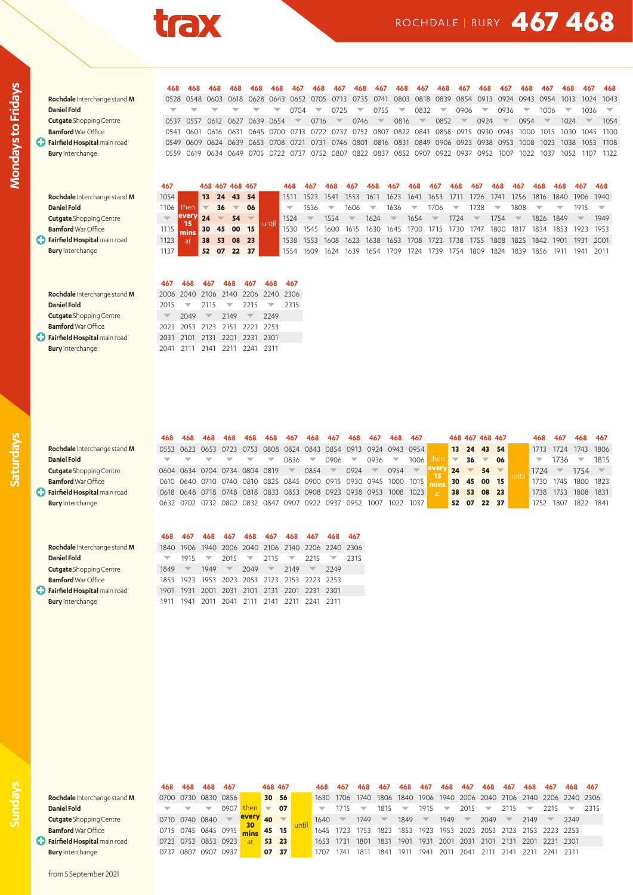# trax

ROCHDALE | BURY **467 468**

## Mondays to Fridays

| | 468 | 468 | 468 | 468 | 468 | 468 | 467 | 468 | 467 | 468 | 467 | 468 | 467 | 468 | 467 | 468 | 467 | 468 | 467 | 468 | 467 | 468 |
|---|---|---|---|---|---|---|---|---|---|---|---|---|---|---|---|---|---|---|---|---|---|---|
| **Rochdale** Interchange stand **M** | 0528 | 0548 | 0603 | 0618 | 0628 | 0643 | 0652 | 0705 | 0713 | 0735 | 0741 | 0803 | 0818 | 0839 | 0854 | 0913 | 0924 | 0943 | 0954 | 1013 | 1024 | 1043 |
| **Daniel Fold** | ▼ | ▼ | ▼ | ▼ | ▼ | ▼ | 0704 | ▼ | 0725 | ▼ | 0755 | ▼ | 0832 | ▼ | 0906 | ▼ | 0936 | ▼ | 1006 | ▼ | 1036 | ▼ |
| **Cutgate** Shopping Centre | 0537 | 0557 | 0612 | 0627 | 0639 | 0654 | ▼ | 0716 | ▼ | 0746 | ▼ | 0816 | ▼ | 0852 | ▼ | 0924 | ▼ | 0954 | ▼ | 1024 | ▼ | 1054 |
| **Bamford** War Office | 0541 | 0601 | 0616 | 0631 | 0645 | 0700 | 0713 | 0722 | 0737 | 0752 | 0807 | 0822 | 0841 | 0858 | 0915 | 0930 | 0945 | 1000 | 1015 | 1030 | 1045 | 1100 |
| **Fairfield Hospital** main road | 0549 | 0609 | 0624 | 0639 | 0653 | 0708 | 0721 | 0731 | 0746 | 0801 | 0816 | 0831 | 0849 | 0906 | 0923 | 0938 | 0953 | 1008 | 1023 | 1038 | 1053 | 1108 |
| **Bury** Interchange | 0559 | 0619 | 0634 | 0649 | 0705 | 0722 | 0737 | 0752 | 0807 | 0822 | 0837 | 0852 | 0907 | 0922 | 0937 | 0952 | 1007 | 1022 | 1037 | 1052 | 1107 | 1122 |

| | 467 | | 468 | 467 | 468 | 467 | | 468 | 467 | 468 | 467 | 468 | 467 | 468 | 467 | 468 | 467 | 468 | 467 | 468 | 468 | 467 | 468 |
|---|---|---|---|---|---|---|---|---|---|---|---|---|---|---|---|---|---|---|---|---|---|---|---|
| **Rochdale** Interchange stand **M** | 1054 | then | 13 | 24 | 43 | 54 | until | 1511 | 1523 | 1541 | 1553 | 1611 | 1623 | 1641 | 1653 | 1711 | 1726 | 1741 | 1756 | 1816 | 1840 | 1906 | 1940 |
| **Daniel Fold** | 1106 | every | ▼ | 36 | ▼ | 06 | | ▼ | 1536 | ▼ | 1606 | ▼ | 1636 | ▼ | 1706 | ▼ | 1738 | ▼ | 1808 | ▼ | ▼ | 1915 | ▼ |
| **Cutgate** Shopping Centre | ▼ | 15 | 24 | ▼ | 54 | ▼ | | 1524 | ▼ | 1554 | ▼ | 1624 | ▼ | 1654 | ▼ | 1724 | ▼ | 1754 | ▼ | 1826 | 1849 | ▼ | 1949 |
| **Bamford** War Office | 1115 | mins | 30 | 45 | 00 | 15 | | 1530 | 1545 | 1600 | 1615 | 1630 | 1645 | 1700 | 1715 | 1730 | 1747 | 1800 | 1817 | 1834 | 1853 | 1923 | 1953 |
| **Fairfield Hospital** main road | 1123 | at | 38 | 53 | 08 | 23 | | 1538 | 1553 | 1608 | 1623 | 1638 | 1653 | 1708 | 1723 | 1738 | 1755 | 1808 | 1825 | 1842 | 1901 | 1931 | 2001 |
| **Bury** Interchange | 1137 | | 52 | 07 | 22 | 37 | | 1554 | 1609 | 1624 | 1639 | 1654 | 1709 | 1724 | 1739 | 1754 | 1809 | 1824 | 1839 | 1856 | 1911 | 1941 | 2011 |

| | 467 | 468 | 467 | 468 | 467 | 468 | 467 |
|---|---|---|---|---|---|---|---|
| **Rochdale** Interchange stand **M** | 2006 | 2040 | 2106 | 2140 | 2206 | 2240 | 2306 |
| **Daniel Fold** | 2015 | ▼ | 2115 | ▼ | 2215 | ▼ | 2315 |
| **Cutgate** Shopping Centre | ▼ | 2049 | ▼ | 2149 | ▼ | 2249 | |
| **Bamford** War Office | 2023 | 2053 | 2123 | 2153 | 2223 | 2253 | |
| **Fairfield Hospital** main road | 2031 | 2101 | 2131 | 2201 | 2231 | 2301 | |
| **Bury** Interchange | 2041 | 2111 | 2141 | 2211 | 2241 | 2311 | |

## Saturdays

| | 468 | 468 | 468 | 468 | 468 | 468 | 467 | 468 | 467 | 468 | 467 | 468 | 467 | | 468 | 467 | 468 | 467 | | 468 | 467 | 468 | 467 |
|---|---|---|---|---|---|---|---|---|---|---|---|---|---|---|---|---|---|---|---|---|---|---|---|
| **Rochdale** Interchange stand **M** | 0553 | 0623 | 0653 | 0723 | 0753 | 0808 | 0824 | 0843 | 0854 | 0913 | 0924 | 0943 | 0954 | then | 13 | 24 | 43 | 54 | until | 1713 | 1724 | 1743 | 1806 |
| **Daniel Fold** | ▼ | ▼ | ▼ | ▼ | ▼ | ▼ | 0836 | ▼ | 0906 | ▼ | 0936 | ▼ | 1006 | every | ▼ | 36 | ▼ | 06 | | ▼ | 1736 | ▼ | 1815 |
| **Cutgate** Shopping Centre | 0604 | 0634 | 0704 | 0734 | 0804 | 0819 | ▼ | 0854 | ▼ | 0924 | ▼ | 0954 | ▼ | 15 | 24 | ▼ | 54 | ▼ | | 1724 | ▼ | 1754 | ▼ |
| **Bamford** War Office | 0610 | 0640 | 0710 | 0740 | 0810 | 0825 | 0845 | 0900 | 0915 | 0930 | 0945 | 1000 | 1015 | mins | 30 | 45 | 00 | 15 | | 1730 | 1745 | 1800 | 1823 |
| **Fairfield Hospital** main road | 0618 | 0648 | 0718 | 0748 | 0818 | 0833 | 0853 | 0908 | 0923 | 0938 | 0953 | 1008 | 1023 | at | 38 | 53 | 08 | 23 | | 1738 | 1753 | 1808 | 1831 |
| **Bury** Interchange | 0632 | 0702 | 0732 | 0802 | 0832 | 0847 | 0907 | 0922 | 0937 | 0952 | 1007 | 1022 | 1037 | | 52 | 07 | 22 | 37 | | 1752 | 1807 | 1822 | 1841 |

| | 468 | 467 | 468 | 467 | 468 | 467 | 468 | 467 | 468 | 467 |
|---|---|---|---|---|---|---|---|---|---|---|
| **Rochdale** Interchange stand **M** | 1840 | 1906 | 1940 | 2006 | 2040 | 2106 | 2140 | 2206 | 2240 | 2306 |
| **Daniel Fold** | ▼ | 1915 | ▼ | 2015 | ▼ | 2115 | ▼ | 2215 | ▼ | 2315 |
| **Cutgate** Shopping Centre | 1849 | ▼ | 1949 | ▼ | 2049 | ▼ | 2149 | ▼ | 2249 | |
| **Bamford** War Office | 1853 | 1923 | 1953 | 2023 | 2053 | 2123 | 2153 | 2223 | 2253 | |
| **Fairfield Hospital** main road | 1901 | 1931 | 2001 | 2031 | 2101 | 2131 | 2201 | 2231 | 2301 | |
| **Bury** Interchange | 1911 | 1941 | 2011 | 2041 | 2111 | 2141 | 2211 | 2241 | 2311 | |

## Sundays

| | 468 | 468 | 468 | 467 | | 468 | 467 | | 468 | 467 | 468 | 467 | 468 | 467 | 468 | 467 | 468 | 467 | 468 | 467 | 468 | 467 |
|---|---|---|---|---|---|---|---|---|---|---|---|---|---|---|---|---|---|---|---|---|---|---|
| **Rochdale** Interchange stand **M** | 0700 | 0730 | 0830 | 0856 | then | 30 | 56 | until | 1630 | 1706 | 1740 | 1806 | 1840 | 1906 | 1940 | 2006 | 2040 | 2106 | 2140 | 2206 | 2240 | 2306 |
| **Daniel Fold** | ▼ | ▼ | ▼ | 0907 | every | ▼ | 07 | | ▼ | 1715 | ▼ | 1815 | ▼ | 1915 | ▼ | 2015 | ▼ | 2115 | ▼ | 2215 | ▼ | 2315 |
| **Cutgate** Shopping Centre | 0710 | 0740 | 0840 | ▼ | 30 | 40 | ▼ | | 1640 | ▼ | 1749 | ▼ | 1849 | ▼ | 1949 | ▼ | 2049 | ▼ | 2149 | ▼ | 2249 | |
| **Bamford** War Office | 0715 | 0745 | 0845 | 0915 | mins | 45 | 15 | | 1645 | 1723 | 1753 | 1823 | 1853 | 1923 | 1953 | 2023 | 2053 | 2123 | 2153 | 2223 | 2253 | |
| **Fairfield Hospital** main road | 0723 | 0753 | 0853 | 0923 | at | 53 | 23 | | 1653 | 1731 | 1801 | 1831 | 1901 | 1931 | 2001 | 2031 | 2101 | 2131 | 2201 | 2231 | 2301 | |
| **Bury** Interchange | 0737 | 0807 | 0907 | 0937 | | 07 | 37 | | 1707 | 1741 | 1811 | 1841 | 1911 | 1941 | 2011 | 2041 | 2111 | 2141 | 2211 | 2241 | 2311 | |

from 5 September 2021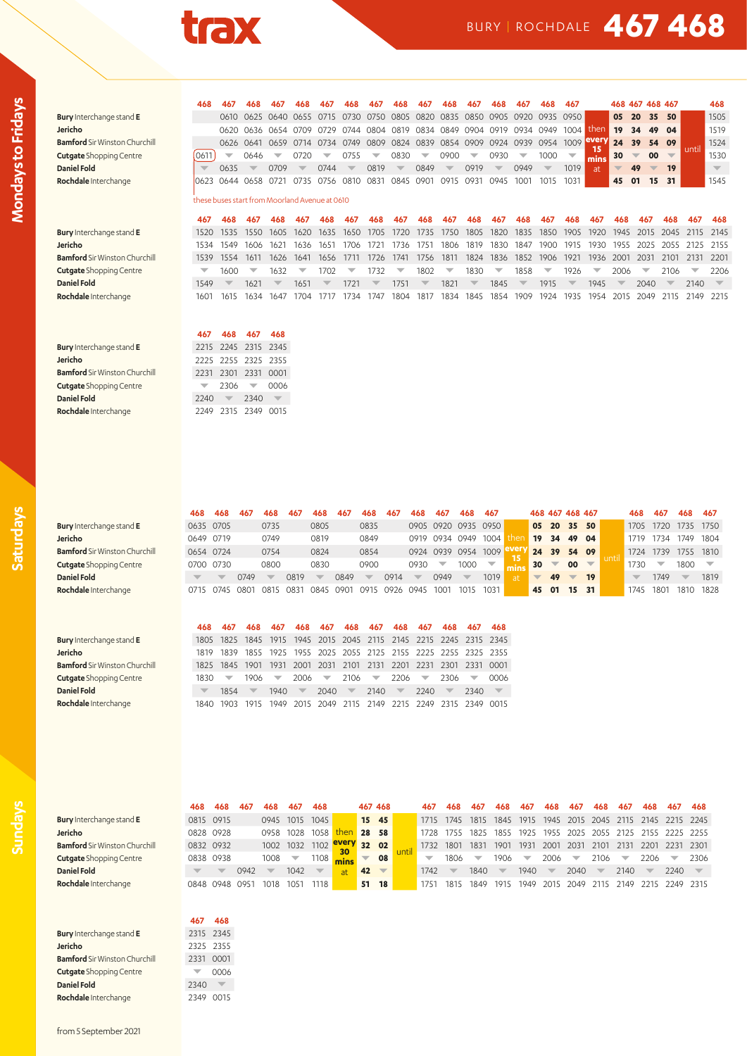# trax

## BURY | ROCHDALE 467 468

### Mondays to Fridays

| | 468 | 467 | 468 | 467 | 468 | 467 | 468 | 467 | 468 | 467 | 468 | 467 | 468 | 467 | 468 | 467 | | 468 | 467 | 468 | 467 | | 468 |
|---|---|---|---|---|---|---|---|---|---|---|---|---|---|---|---|---|---|---|---|---|---|---|---|
| **Bury** Interchange stand **E** | | 0610 | 0625 | 0640 | 0655 | 0715 | 0730 | 0750 | 0805 | 0820 | 0835 | 0850 | 0905 | 0920 | 0935 | 0950 | then every 15 mins at | 05 | 20 | 35 | 50 | until | 1505 |
| **Jericho** | | 0620 | 0636 | 0654 | 0709 | 0729 | 0744 | 0804 | 0819 | 0834 | 0849 | 0904 | 0919 | 0934 | 0949 | 1004 | | 19 | 34 | 49 | 04 | | 1519 |
| **Bamford** Sir Winston Churchill | | 0626 | 0641 | 0659 | 0714 | 0734 | 0749 | 0809 | 0824 | 0839 | 0854 | 0909 | 0924 | 0939 | 0954 | 1009 | | 24 | 39 | 54 | 09 | | 1524 |
| **Cutgate** Shopping Centre | 0611 | ▼ | 0646 | ▼ | 0720 | ▼ | 0755 | ▼ | 0830 | ▼ | 0900 | ▼ | 0930 | ▼ | 1000 | ▼ | | 30 | ▼ | 00 | ▼ | | 1530 |
| **Daniel Fold** | ▼ | 0635 | ▼ | 0709 | ▼ | 0744 | ▼ | 0819 | ▼ | 0849 | ▼ | 0919 | ▼ | 0949 | ▼ | 1019 | | ▼ | 49 | ▼ | 19 | | ▼ |
| **Rochdale** Interchange | 0623 | 0644 | 0658 | 0721 | 0735 | 0756 | 0810 | 0831 | 0845 | 0901 | 0915 | 0931 | 0945 | 1001 | 1015 | 1031 | | 45 | 01 | 15 | 31 | | 1545 |

these buses start from Moorland Avenue at 0610

| | 467 | 468 | 467 | 468 | 467 | 468 | 467 | 468 | 467 | 468 | 467 | 468 | 467 | 468 | 467 | 468 | 467 | 468 | 467 | 468 | 467 | 468 |
|---|---|---|---|---|---|---|---|---|---|---|---|---|---|---|---|---|---|---|---|---|---|---|
| **Bury** Interchange stand **E** | 1520 | 1535 | 1550 | 1605 | 1620 | 1635 | 1650 | 1705 | 1720 | 1735 | 1750 | 1805 | 1820 | 1835 | 1850 | 1905 | 1920 | 1945 | 2015 | 2045 | 2115 | 2145 |
| **Jericho** | 1534 | 1549 | 1606 | 1621 | 1636 | 1651 | 1706 | 1721 | 1736 | 1751 | 1806 | 1819 | 1830 | 1847 | 1900 | 1915 | 1930 | 1955 | 2025 | 2055 | 2125 | 2155 |
| **Bamford** Sir Winston Churchill | 1539 | 1554 | 1611 | 1626 | 1641 | 1656 | 1711 | 1726 | 1741 | 1756 | 1811 | 1824 | 1836 | 1852 | 1906 | 1921 | 1936 | 2001 | 2031 | 2101 | 2131 | 2201 |
| **Cutgate** Shopping Centre | ▼ | 1600 | ▼ | 1632 | ▼ | 1702 | ▼ | 1732 | ▼ | 1802 | ▼ | 1830 | ▼ | 1858 | ▼ | 1926 | ▼ | 2006 | ▼ | 2106 | ▼ | 2206 |
| **Daniel Fold** | 1549 | ▼ | 1621 | ▼ | 1651 | ▼ | 1721 | ▼ | 1751 | ▼ | 1821 | ▼ | 1845 | ▼ | 1915 | ▼ | 1945 | ▼ | 2040 | ▼ | 2140 | ▼ |
| **Rochdale** Interchange | 1601 | 1615 | 1634 | 1647 | 1704 | 1717 | 1734 | 1747 | 1804 | 1817 | 1834 | 1845 | 1854 | 1909 | 1924 | 1935 | 1954 | 2015 | 2049 | 2115 | 2149 | 2215 |

| | 467 | 468 | 467 | 468 |
|---|---|---|---|---|
| **Bury** Interchange stand **E** | 2215 | 2245 | 2315 | 2345 |
| **Jericho** | 2225 | 2255 | 2325 | 2355 |
| **Bamford** Sir Winston Churchill | 2231 | 2301 | 2331 | 0001 |
| **Cutgate** Shopping Centre | ▼ | 2306 | ▼ | 0006 |
| **Daniel Fold** | 2240 | ▼ | 2340 | ▼ |
| **Rochdale** Interchange | 2249 | 2315 | 2349 | 0015 |

### Saturdays

| | 468 | 468 | 467 | 468 | 467 | 468 | 467 | 468 | 467 | 468 | 467 | 468 | 467 | | 468 | 467 | 468 | 467 | | 468 | 467 | 468 | 467 |
|---|---|---|---|---|---|---|---|---|---|---|---|---|---|---|---|---|---|---|---|---|---|---|---|
| **Bury** Interchange stand **E** | 0635 | 0705 | | 0735 | | 0805 | | 0835 | | 0905 | 0920 | 0935 | 0950 | then every 15 mins at | 05 | 20 | 35 | 50 | until | 1705 | 1720 | 1735 | 1750 |
| **Jericho** | 0649 | 0719 | | 0749 | | 0819 | | 0849 | | 0919 | 0934 | 0949 | 1004 | | 19 | 34 | 49 | 04 | | 1719 | 1734 | 1749 | 1804 |
| **Bamford** Sir Winston Churchill | 0654 | 0724 | | 0754 | | 0824 | | 0854 | | 0924 | 0939 | 0954 | 1009 | | 24 | 39 | 54 | 09 | | 1724 | 1739 | 1755 | 1810 |
| **Cutgate** Shopping Centre | 0700 | 0730 | | 0800 | | 0830 | | 0900 | | 0930 | ▼ | 1000 | ▼ | | 30 | ▼ | 00 | ▼ | | 1730 | ▼ | 1800 | ▼ |
| **Daniel Fold** | ▼ | ▼ | 0749 | ▼ | 0819 | ▼ | 0849 | ▼ | 0914 | ▼ | 0949 | ▼ | 1019 | | ▼ | 49 | ▼ | 19 | | ▼ | 1749 | ▼ | 1819 |
| **Rochdale** Interchange | 0715 | 0745 | 0801 | 0815 | 0831 | 0845 | 0901 | 0915 | 0926 | 0945 | 1001 | 1015 | 1031 | | 45 | 01 | 15 | 31 | | 1745 | 1801 | 1810 | 1828 |

| | 468 | 467 | 468 | 467 | 468 | 467 | 468 | 467 | 468 | 467 | 468 | 467 | 468 |
|---|---|---|---|---|---|---|---|---|---|---|---|---|---|
| **Bury** Interchange stand **E** | 1805 | 1825 | 1845 | 1915 | 1945 | 2015 | 2045 | 2115 | 2145 | 2215 | 2245 | 2315 | 2345 |
| **Jericho** | 1819 | 1839 | 1855 | 1925 | 1955 | 2025 | 2055 | 2125 | 2155 | 2225 | 2255 | 2325 | 2355 |
| **Bamford** Sir Winston Churchill | 1825 | 1845 | 1901 | 1931 | 2001 | 2031 | 2101 | 2131 | 2201 | 2231 | 2301 | 2331 | 0001 |
| **Cutgate** Shopping Centre | 1830 | ▼ | 1906 | ▼ | 2006 | ▼ | 2106 | ▼ | 2206 | ▼ | 2306 | ▼ | 0006 |
| **Daniel Fold** | ▼ | 1854 | ▼ | 1940 | ▼ | 2040 | ▼ | 2140 | ▼ | 2240 | ▼ | 2340 | ▼ |
| **Rochdale** Interchange | 1840 | 1903 | 1915 | 1949 | 2015 | 2049 | 2115 | 2149 | 2215 | 2249 | 2315 | 2349 | 0015 |

### Sundays

| | 468 | 468 | 467 | 468 | 467 | 468 | | 467 | 468 | | 467 | 468 | 467 | 468 | 467 | 468 | 467 | 468 | 467 | 468 | 467 | 468 |
|---|---|---|---|---|---|---|---|---|---|---|---|---|---|---|---|---|---|---|---|---|---|---|
| **Bury** Interchange stand **E** | 0815 | 0915 | | 0945 | 1015 | 1045 | then every 30 mins at | 15 | 45 | until | 1715 | 1745 | 1815 | 1845 | 1915 | 1945 | 2015 | 2045 | 2115 | 2145 | 2215 | 2245 |
| **Jericho** | 0828 | 0928 | | 0958 | 1028 | 1058 | | 28 | 58 | | 1728 | 1755 | 1825 | 1855 | 1925 | 1955 | 2025 | 2055 | 2125 | 2155 | 2225 | 2255 |
| **Bamford** Sir Winston Churchill | 0832 | 0932 | | 1002 | 1032 | 1102 | | 32 | 02 | | 1732 | 1801 | 1831 | 1901 | 1931 | 2001 | 2031 | 2101 | 2131 | 2201 | 2231 | 2301 |
| **Cutgate** Shopping Centre | 0838 | 0938 | | 1008 | ▼ | 1108 | | ▼ | 08 | | ▼ | 1806 | ▼ | 1906 | ▼ | 2006 | ▼ | 2106 | ▼ | 2206 | ▼ | 2306 |
| **Daniel Fold** | ▼ | ▼ | 0942 | ▼ | 1042 | ▼ | | 42 | ▼ | | 1742 | ▼ | 1840 | ▼ | 1940 | ▼ | 2040 | ▼ | 2140 | ▼ | 2240 | ▼ |
| **Rochdale** Interchange | 0848 | 0948 | 0951 | 1018 | 1051 | 1118 | | 51 | 18 | | 1751 | 1815 | 1849 | 1915 | 1949 | 2015 | 2049 | 2115 | 2149 | 2215 | 2249 | 2315 |

| | 467 | 468 |
|---|---|---|
| **Bury** Interchange stand **E** | 2315 | 2345 |
| **Jericho** | 2325 | 2355 |
| **Bamford** Sir Winston Churchill | 2331 | 0001 |
| **Cutgate** Shopping Centre | ▼ | 0006 |
| **Daniel Fold** | 2340 | ▼ |
| **Rochdale** Interchange | 2349 | 0015 |

from 5 September 2021